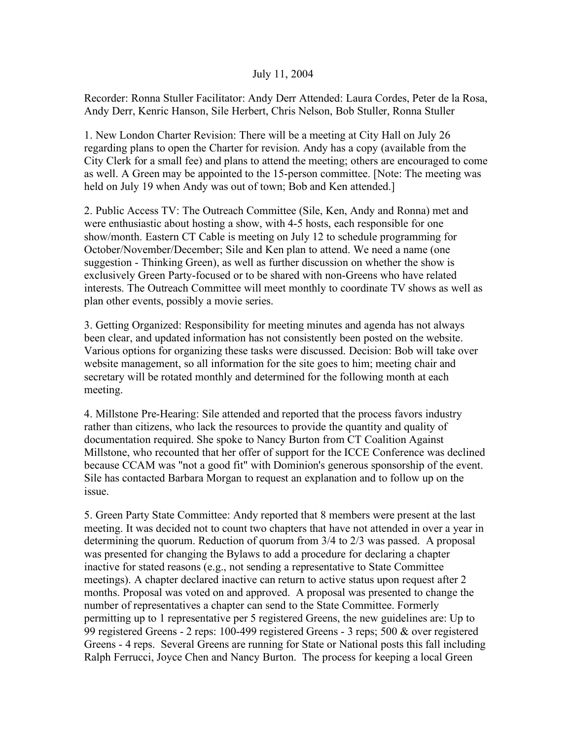July 11, 2004

Recorder: Ronna Stuller Facilitator: Andy Derr Attended: Laura Cordes, Peter de la Rosa, Andy Derr, Kenric Hanson, Sile Herbert, Chris Nelson, Bob Stuller, Ronna Stuller

1. New London Charter Revision: There will be a meeting at City Hall on July 26 regarding plans to open the Charter for revision. Andy has a copy (available from the City Clerk for a small fee) and plans to attend the meeting; others are encouraged to come as well. A Green may be appointed to the 15-person committee. [Note: The meeting was held on July 19 when Andy was out of town; Bob and Ken attended.]

2. Public Access TV: The Outreach Committee (Sile, Ken, Andy and Ronna) met and were enthusiastic about hosting a show, with 4-5 hosts, each responsible for one show/month. Eastern CT Cable is meeting on July 12 to schedule programming for October/November/December; Sile and Ken plan to attend. We need a name (one suggestion - Thinking Green), as well as further discussion on whether the show is exclusively Green Party-focused or to be shared with non-Greens who have related interests. The Outreach Committee will meet monthly to coordinate TV shows as well as plan other events, possibly a movie series.

3. Getting Organized: Responsibility for meeting minutes and agenda has not always been clear, and updated information has not consistently been posted on the website. Various options for organizing these tasks were discussed. Decision: Bob will take over website management, so all information for the site goes to him; meeting chair and secretary will be rotated monthly and determined for the following month at each meeting.

4. Millstone Pre-Hearing: Sile attended and reported that the process favors industry rather than citizens, who lack the resources to provide the quantity and quality of documentation required. She spoke to Nancy Burton from CT Coalition Against Millstone, who recounted that her offer of support for the ICCE Conference was declined because CCAM was "not a good fit" with Dominion's generous sponsorship of the event. Sile has contacted Barbara Morgan to request an explanation and to follow up on the issue.

5. Green Party State Committee: Andy reported that 8 members were present at the last meeting. It was decided not to count two chapters that have not attended in over a year in determining the quorum. Reduction of quorum from 3/4 to 2/3 was passed. A proposal was presented for changing the Bylaws to add a procedure for declaring a chapter inactive for stated reasons (e.g., not sending a representative to State Committee meetings). A chapter declared inactive can return to active status upon request after 2 months. Proposal was voted on and approved. A proposal was presented to change the number of representatives a chapter can send to the State Committee. Formerly permitting up to 1 representative per 5 registered Greens, the new guidelines are: Up to 99 registered Greens - 2 reps: 100-499 registered Greens - 3 reps; 500 & over registered Greens - 4 reps. Several Greens are running for State or National posts this fall including Ralph Ferrucci, Joyce Chen and Nancy Burton. The process for keeping a local Green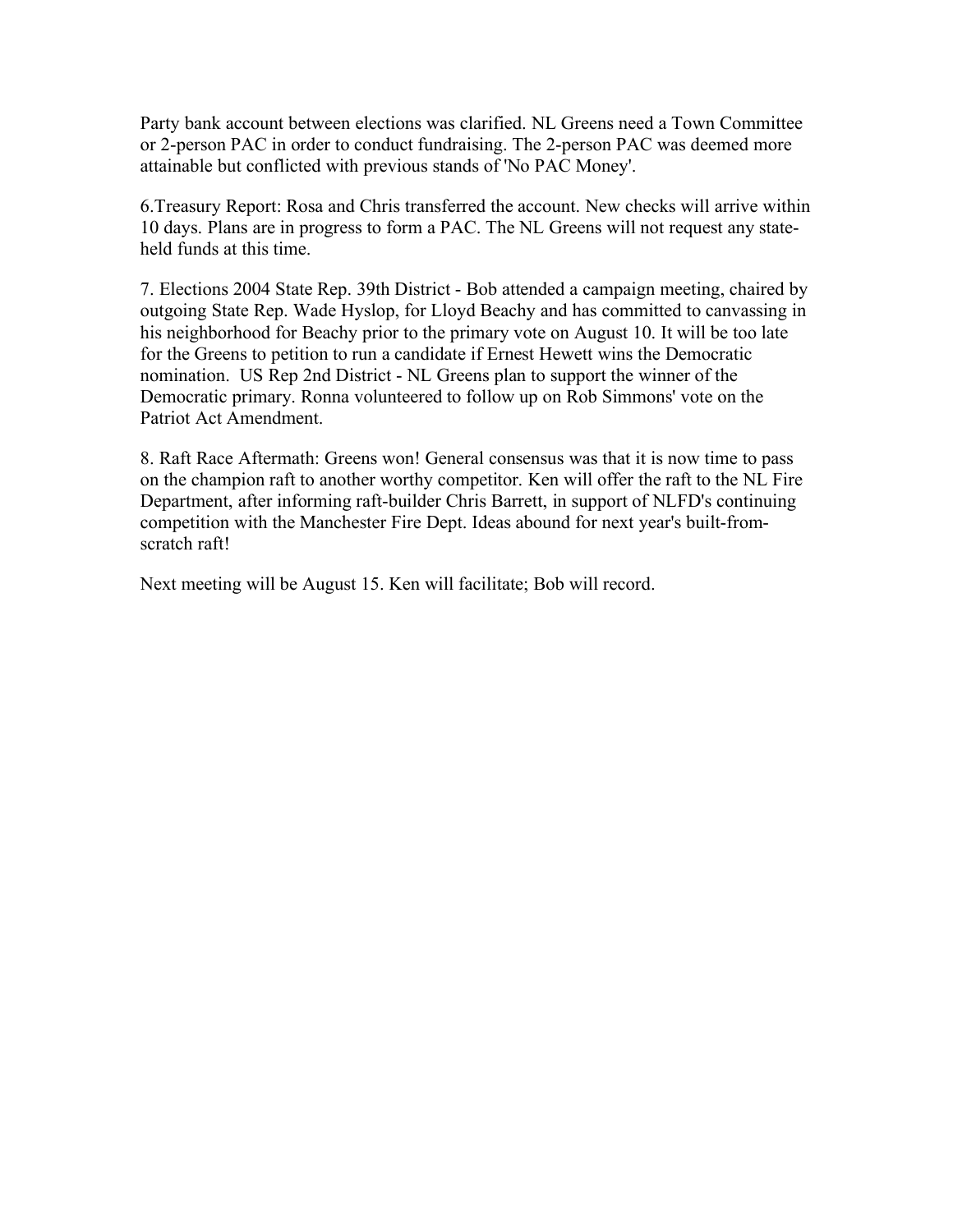Party bank account between elections was clarified. NL Greens need a Town Committee or 2-person PAC in order to conduct fundraising. The 2-person PAC was deemed more attainable but conflicted with previous stands of 'No PAC Money'.

6.Treasury Report: Rosa and Chris transferred the account. New checks will arrive within 10 days. Plans are in progress to form a PAC. The NL Greens will not request any state-held funds at this time.

7. Elections 2004 State Rep. 39th District - Bob attended a campaign meeting, chaired by outgoing State Rep. Wade Hyslop, for Lloyd Beachy and has committed to canvassing in his neighborhood for Beachy prior to the primary vote on August 10. It will be too late for the Greens to petition to run a candidate if Ernest Hewett wins the Democratic nomination. US Rep 2nd District - NL Greens plan to support the winner of the Democratic primary. Ronna volunteered to follow up on Rob Simmons' vote on the Patriot Act Amendment.

8. Raft Race Aftermath: Greens won! General consensus was that it is now time to pass on the champion raft to another worthy competitor. Ken will offer the raft to the NL Fire Department, after informing raft-builder Chris Barrett, in support of NLFD's continuing competition with the Manchester Fire Dept. Ideas abound for next year's built-from-scratch raft!

Next meeting will be August 15. Ken will facilitate; Bob will record.